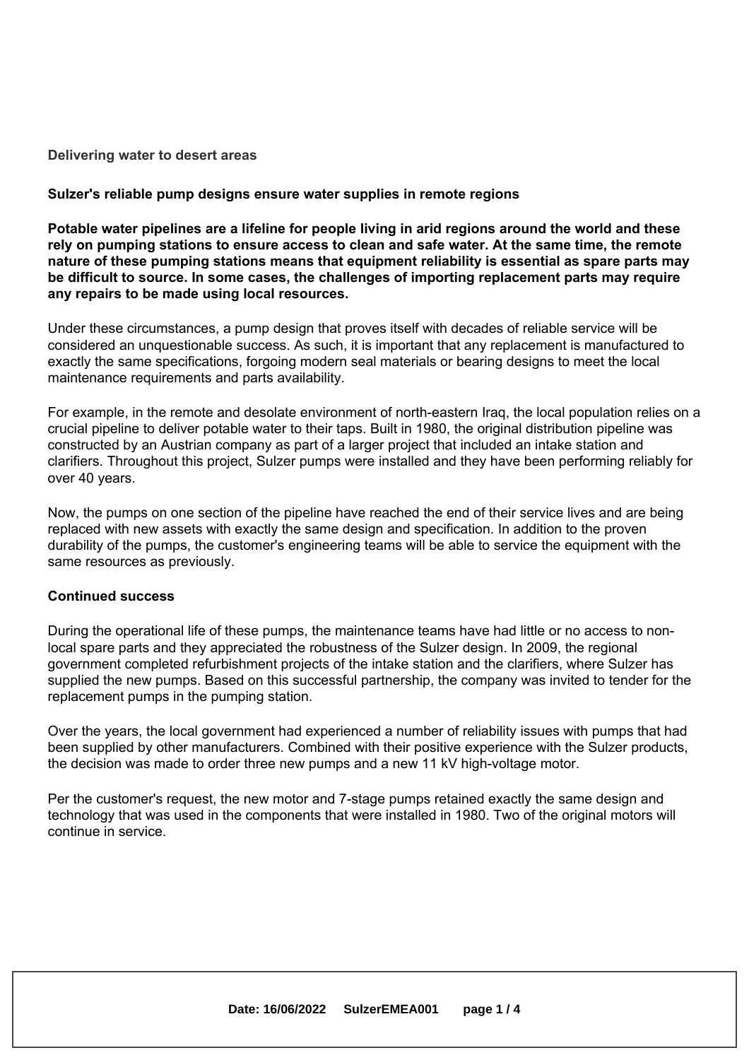## Delivering water to desert areas

### Sulzer's reliable pump designs ensure water supplies in remote regions

**Potable water pipelines are a lifeline for people living in arid regions around the world and these rely on pumping stations to ensure access to clean and safe water. At the same time, the remote nature of these pumping stations means that equipment reliability is essential as spare parts may be difficult to source. In some cases, the challenges of importing replacement parts may require any repairs to be made using local resources.**

Under these circumstances, a pump design that proves itself with decades of reliable service will be considered an unquestionable success. As such, it is important that any replacement is manufactured to exactly the same specifications, forgoing modern seal materials or bearing designs to meet the local maintenance requirements and parts availability.

For example, in the remote and desolate environment of north-eastern Iraq, the local population relies on a crucial pipeline to deliver potable water to their taps. Built in 1980, the original distribution pipeline was constructed by an Austrian company as part of a larger project that included an intake station and clarifiers. Throughout this project, Sulzer pumps were installed and they have been performing reliably for over 40 years.

Now, the pumps on one section of the pipeline have reached the end of their service lives and are being replaced with new assets with exactly the same design and specification. In addition to the proven durability of the pumps, the customer's engineering teams will be able to service the equipment with the same resources as previously.

### Continued success

During the operational life of these pumps, the maintenance teams have had little or no access to non-local spare parts and they appreciated the robustness of the Sulzer design. In 2009, the regional government completed refurbishment projects of the intake station and the clarifiers, where Sulzer has supplied the new pumps. Based on this successful partnership, the company was invited to tender for the replacement pumps in the pumping station.

Over the years, the local government had experienced a number of reliability issues with pumps that had been supplied by other manufacturers. Combined with their positive experience with the Sulzer products, the decision was made to order three new pumps and a new 11 kV high-voltage motor.

Per the customer's request, the new motor and 7-stage pumps retained exactly the same design and technology that was used in the components that were installed in 1980. Two of the original motors will continue in service.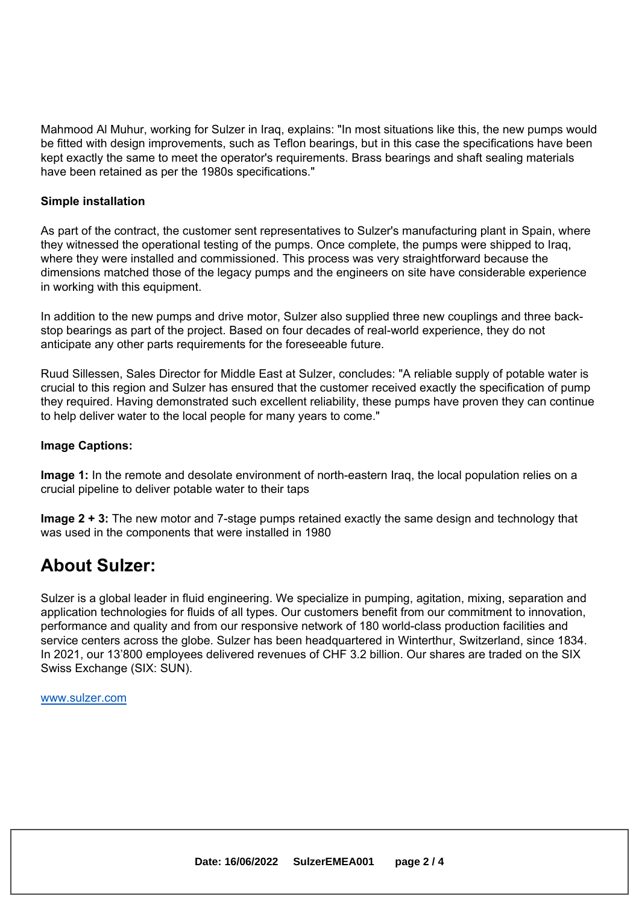Mahmood Al Muhur, working for Sulzer in Iraq, explains: "In most situations like this, the new pumps would be fitted with design improvements, such as Teflon bearings, but in this case the specifications have been kept exactly the same to meet the operator's requirements. Brass bearings and shaft sealing materials have been retained as per the 1980s specifications."

**Simple installation**

As part of the contract, the customer sent representatives to Sulzer's manufacturing plant in Spain, where they witnessed the operational testing of the pumps. Once complete, the pumps were shipped to Iraq, where they were installed and commissioned. This process was very straightforward because the dimensions matched those of the legacy pumps and the engineers on site have considerable experience in working with this equipment.

In addition to the new pumps and drive motor, Sulzer also supplied three new couplings and three back-stop bearings as part of the project. Based on four decades of real-world experience, they do not anticipate any other parts requirements for the foreseeable future.

Ruud Sillessen, Sales Director for Middle East at Sulzer, concludes: "A reliable supply of potable water is crucial to this region and Sulzer has ensured that the customer received exactly the specification of pump they required. Having demonstrated such excellent reliability, these pumps have proven they can continue to help deliver water to the local people for many years to come."

**Image Captions:**

**Image 1:** In the remote and desolate environment of north-eastern Iraq, the local population relies on a crucial pipeline to deliver potable water to their taps

**Image 2 + 3:** The new motor and 7-stage pumps retained exactly the same design and technology that was used in the components that were installed in 1980

## About Sulzer:

Sulzer is a global leader in fluid engineering. We specialize in pumping, agitation, mixing, separation and application technologies for fluids of all types. Our customers benefit from our commitment to innovation, performance and quality and from our responsive network of 180 world-class production facilities and service centers across the globe. Sulzer has been headquartered in Winterthur, Switzerland, since 1834. In 2021, our 13'800 employees delivered revenues of CHF 3.2 billion. Our shares are traded on the SIX Swiss Exchange (SIX: SUN).

www.sulzer.com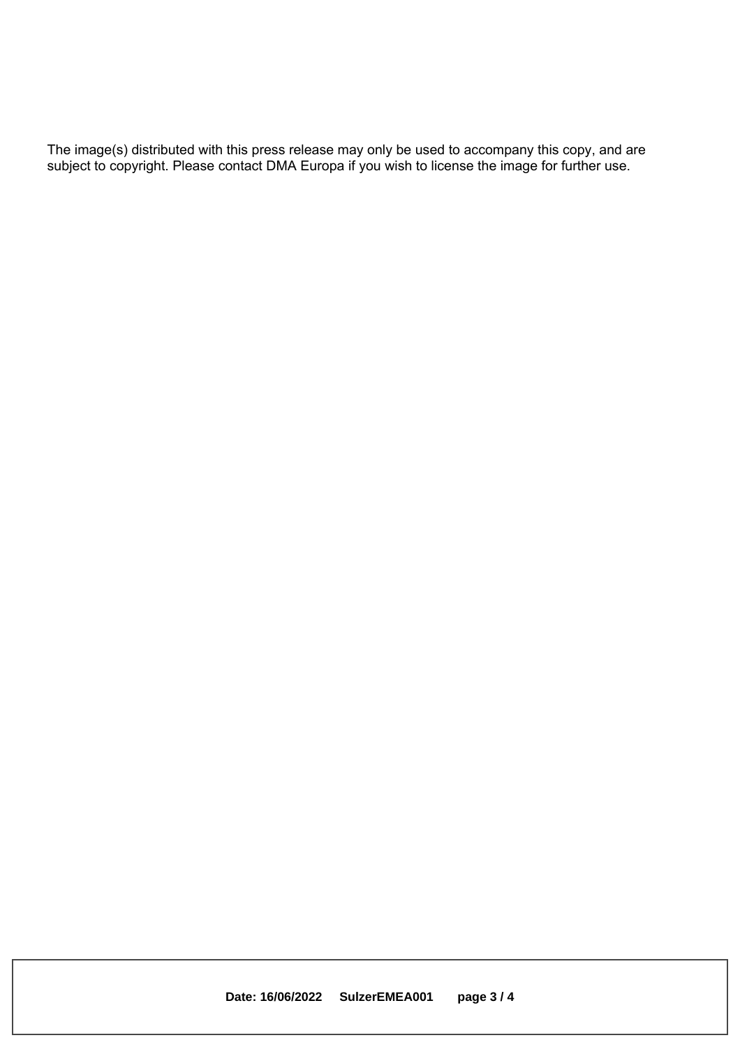The image(s) distributed with this press release may only be used to accompany this copy, and are subject to copyright. Please contact DMA Europa if you wish to license the image for further use.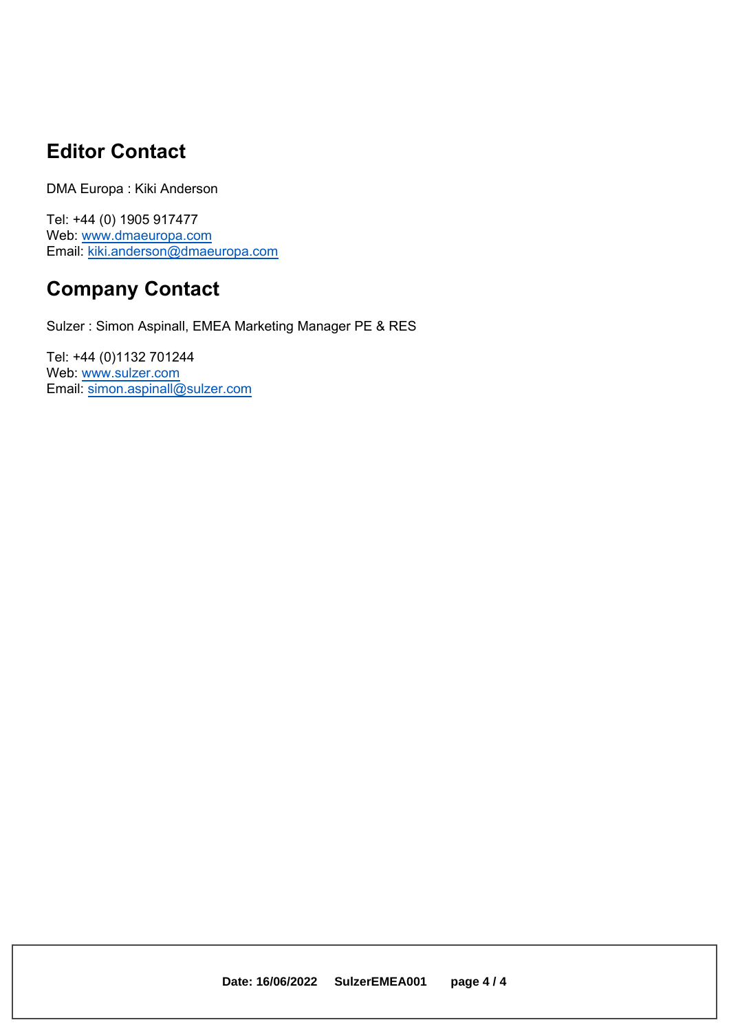## Editor Contact

DMA Europa : Kiki Anderson

Tel: +44 (0) 1905 917477
Web: www.dmaeuropa.com
Email: kiki.anderson@dmaeuropa.com

## Company Contact

Sulzer : Simon Aspinall, EMEA Marketing Manager PE & RES

Tel: +44 (0)1132 701244
Web: www.sulzer.com
Email: simon.aspinall@sulzer.com